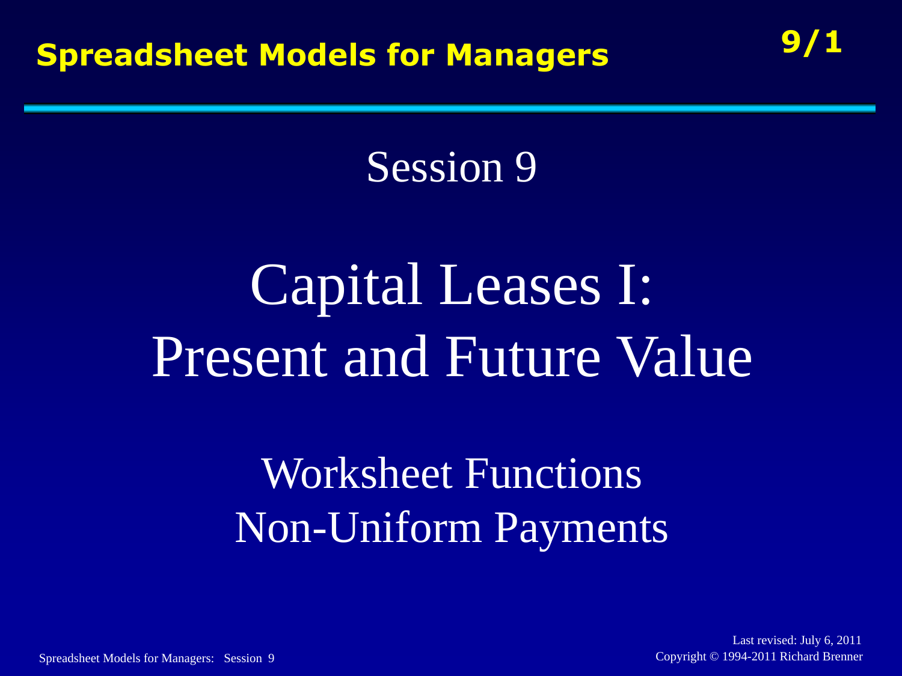# Session 9

# Capital Leases I: Present and Future Value

## Worksheet Functions
## Non-Uniform Payments

Last revised: July 6, 2011
Copyright © 1994-2011 Richard Brenner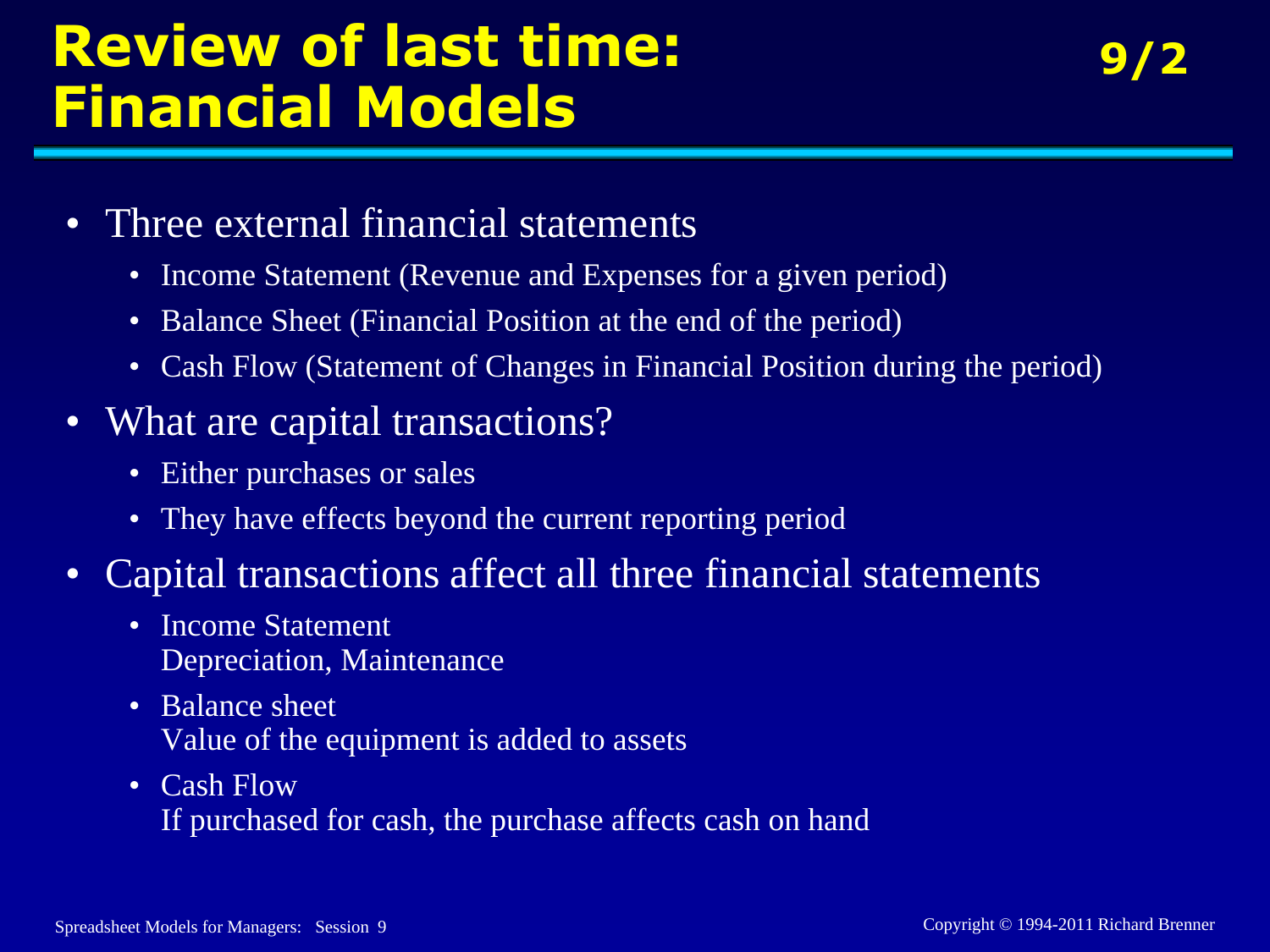# Review of last time: Financial Models

- Three external financial statements
  - Income Statement (Revenue and Expenses for a given period)
  - Balance Sheet (Financial Position at the end of the period)
  - Cash Flow (Statement of Changes in Financial Position during the period)
- What are capital transactions?
  - Either purchases or sales
  - They have effects beyond the current reporting period
- Capital transactions affect all three financial statements
  - Income Statement
    Depreciation, Maintenance
  - Balance sheet
    Value of the equipment is added to assets
  - Cash Flow
    If purchased for cash, the purchase affects cash on hand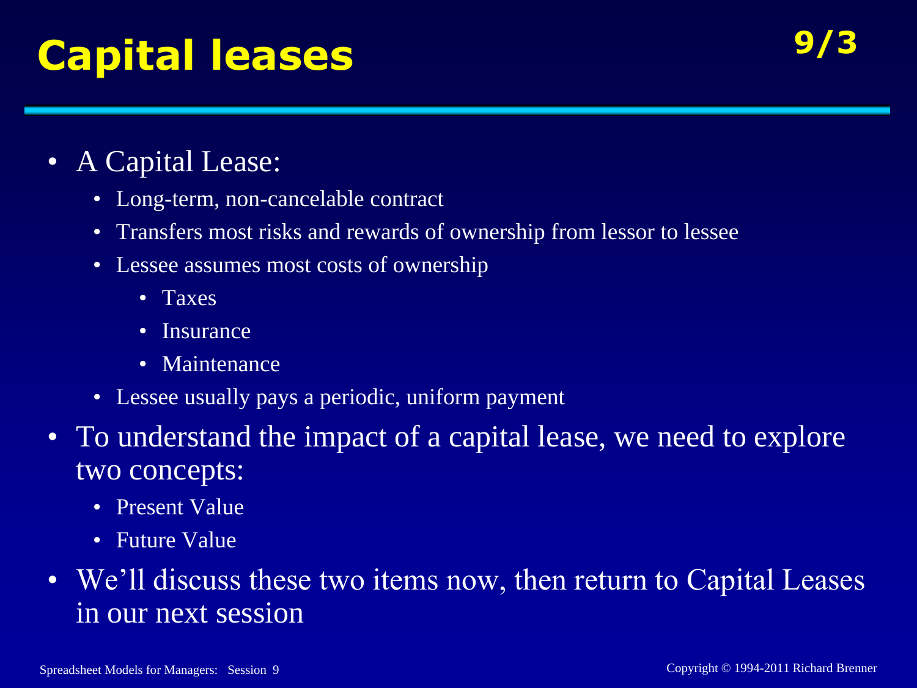# Capital leases

- A Capital Lease:
  - Long-term, non-cancelable contract
  - Transfers most risks and rewards of ownership from lessor to lessee
  - Lessee assumes most costs of ownership
    - Taxes
    - Insurance
    - Maintenance
  - Lessee usually pays a periodic, uniform payment
- To understand the impact of a capital lease, we need to explore two concepts:
  - Present Value
  - Future Value
- We'll discuss these two items now, then return to Capital Leases in our next session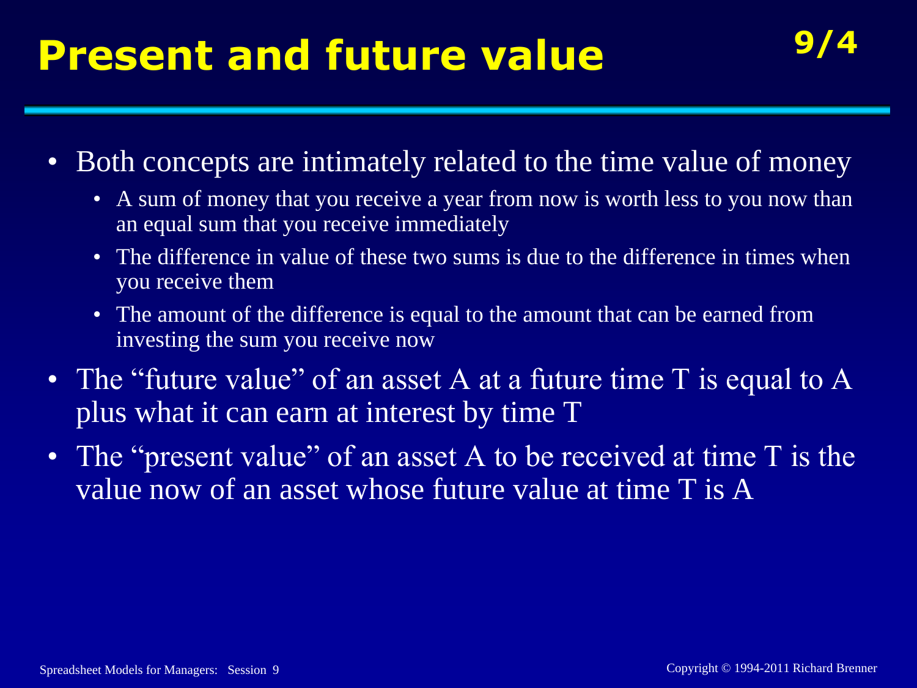# Present and future value

- Both concepts are intimately related to the time value of money
  - A sum of money that you receive a year from now is worth less to you now than an equal sum that you receive immediately
  - The difference in value of these two sums is due to the difference in times when you receive them
  - The amount of the difference is equal to the amount that can be earned from investing the sum you receive now
- The "future value" of an asset A at a future time T is equal to A plus what it can earn at interest by time T
- The "present value" of an asset A to be received at time T is the value now of an asset whose future value at time T is A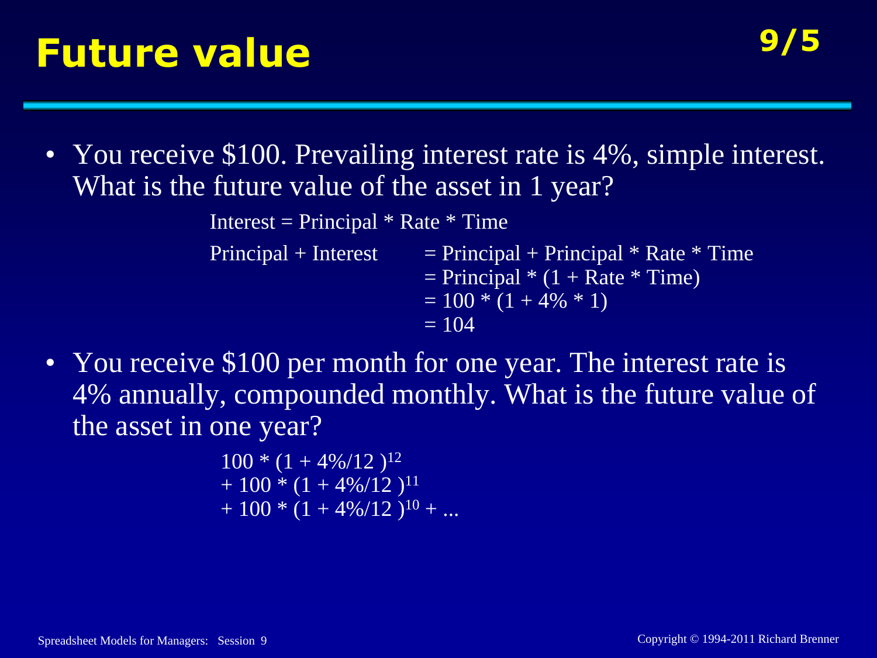# Future value

- You receive \$100. Prevailing interest rate is 4%, simple interest. What is the future value of the asset in 1 year?

$$\text{Interest} = \text{Principal} * \text{Rate} * \text{Time}$$

$$\begin{aligned}\text{Principal} + \text{Interest} &= \text{Principal} + \text{Principal} * \text{Rate} * \text{Time} \\ &= \text{Principal} * (1 + \text{Rate} * \text{Time}) \\ &= 100 * (1 + 4\% * 1) \\ &= 104\end{aligned}$$

- You receive \$100 per month for one year. The interest rate is 4% annually, compounded monthly. What is the future value of the asset in one year?

$$\begin{aligned}&100 * (1 + 4\%/12)^{12} \\ &+ 100 * (1 + 4\%/12)^{11} \\ &+ 100 * (1 + 4\%/12)^{10} + \ldots\end{aligned}$$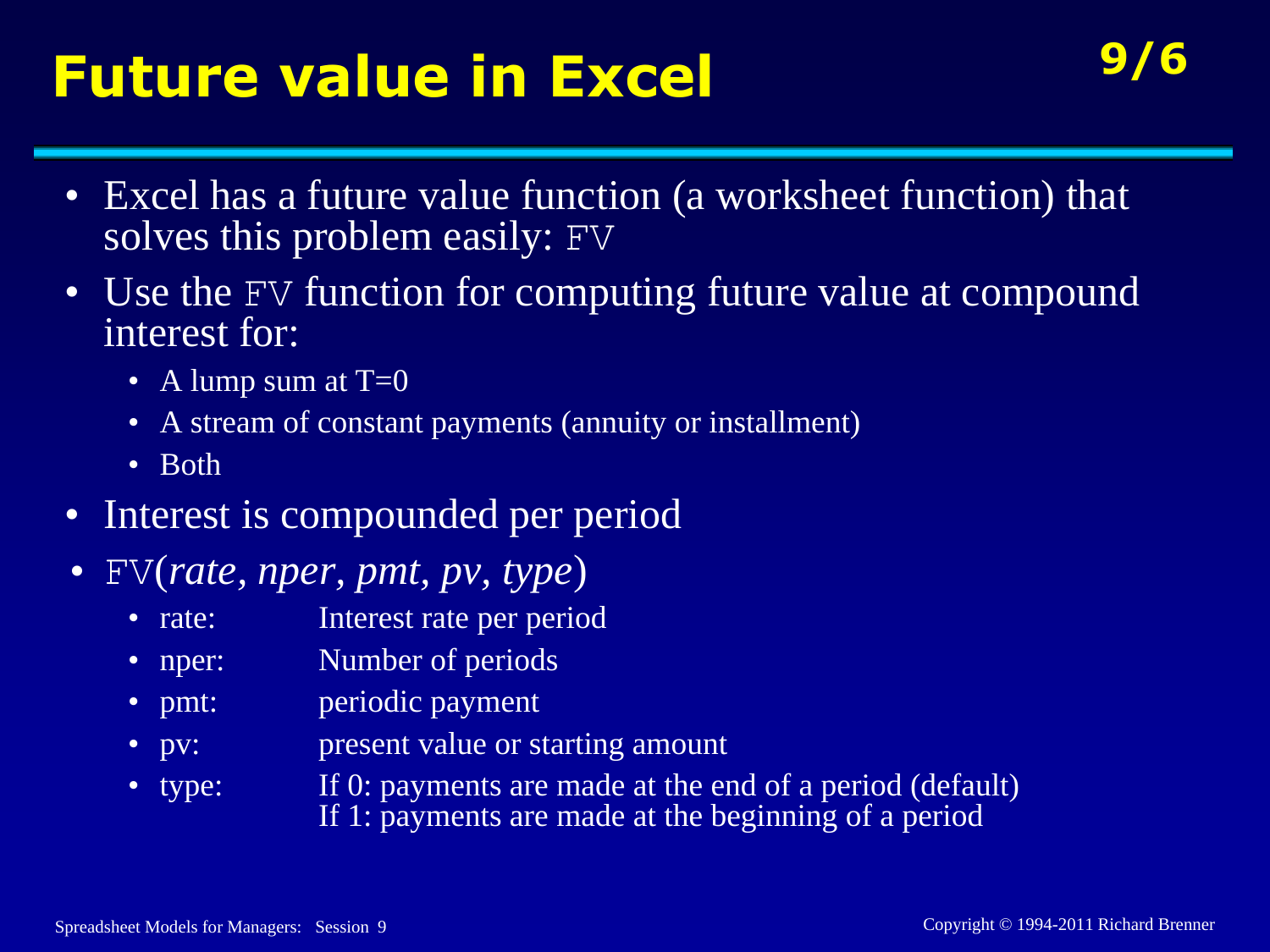# Future value in Excel

- Excel has a future value function (a worksheet function) that solves this problem easily: `FV`
- Use the `FV` function for computing future value at compound interest for:
  - A lump sum at T=0
  - A stream of constant payments (annuity or installment)
  - Both
- Interest is compounded per period
- `FV`(*rate*, *nper*, *pmt*, *pv*, *type*)
  - rate: Interest rate per period
  - nper: Number of periods
  - pmt: periodic payment
  - pv: present value or starting amount
  - type: If 0: payments are made at the end of a period (default)
    If 1: payments are made at the beginning of a period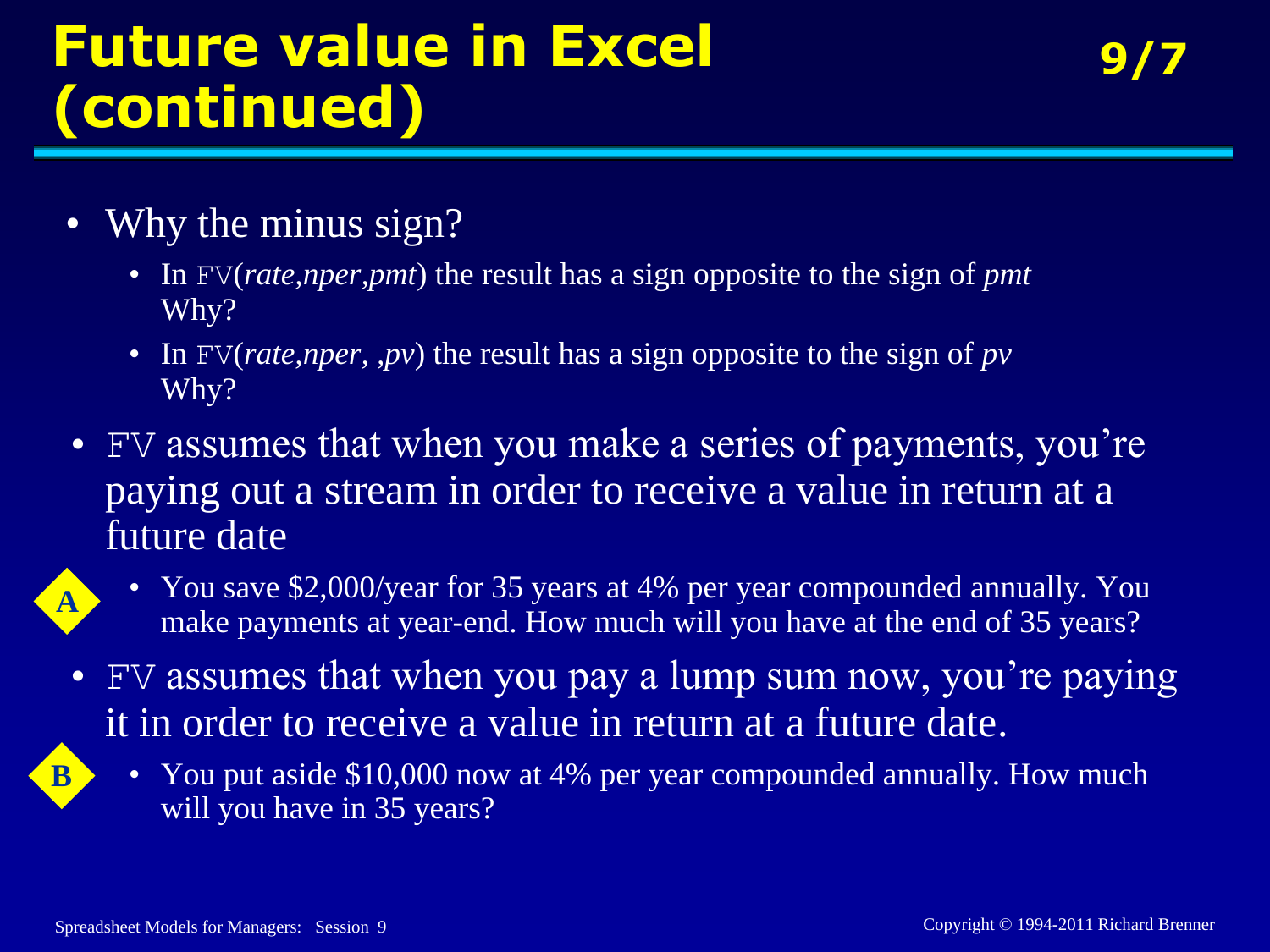# Future value in Excel (continued)

- Why the minus sign?
  - In `FV`(*rate*,*nper*,*pmt*) the result has a sign opposite to the sign of *pmt* Why?
  - In `FV`(*rate*,*nper*, ,*pv*) the result has a sign opposite to the sign of *pv* Why?
- `FV` assumes that when you make a series of payments, you're paying out a stream in order to receive a value in return at a future date
  - **A** You save $2,000/year for 35 years at 4% per year compounded annually. You make payments at year-end. How much will you have at the end of 35 years?
- `FV` assumes that when you pay a lump sum now, you're paying it in order to receive a value in return at a future date.
  - **B** You put aside $10,000 now at 4% per year compounded annually. How much will you have in 35 years?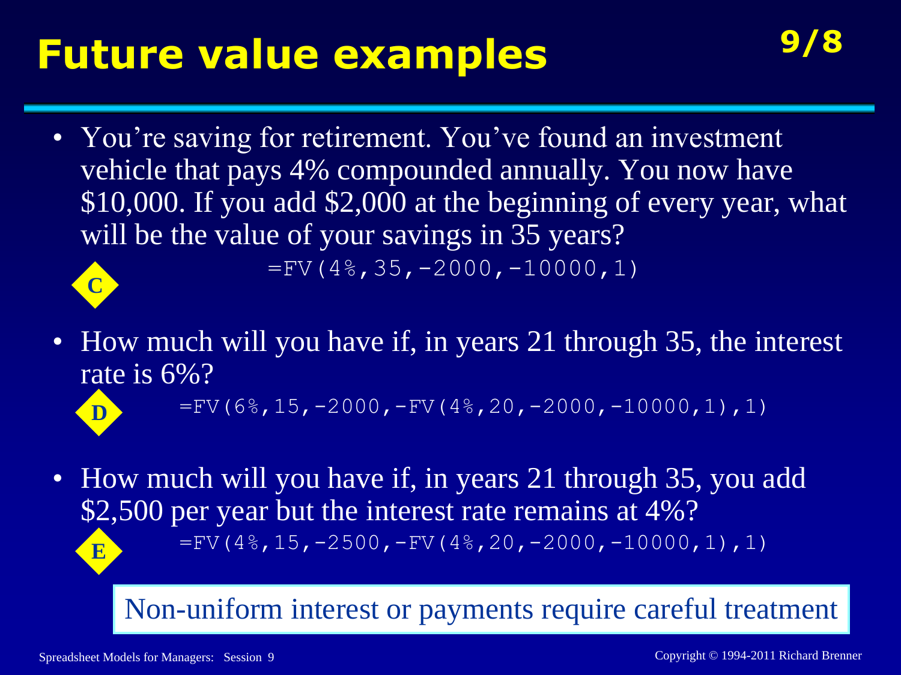# Future value examples

- You're saving for retirement. You've found an investment vehicle that pays 4% compounded annually. You now have $10,000. If you add $2,000 at the beginning of every year, what will be the value of your savings in 35 years?

**C**

```
=FV(4%,35,-2000,-10000,1)
```

- How much will you have if, in years 21 through 35, the interest rate is 6%?

**D**

```
=FV(6%,15,-2000,-FV(4%,20,-2000,-10000,1),1)
```

- How much will you have if, in years 21 through 35, you add $2,500 per year but the interest rate remains at 4%?

**E**

```
=FV(4%,15,-2500,-FV(4%,20,-2000,-10000,1),1)
```

Non-uniform interest or payments require careful treatment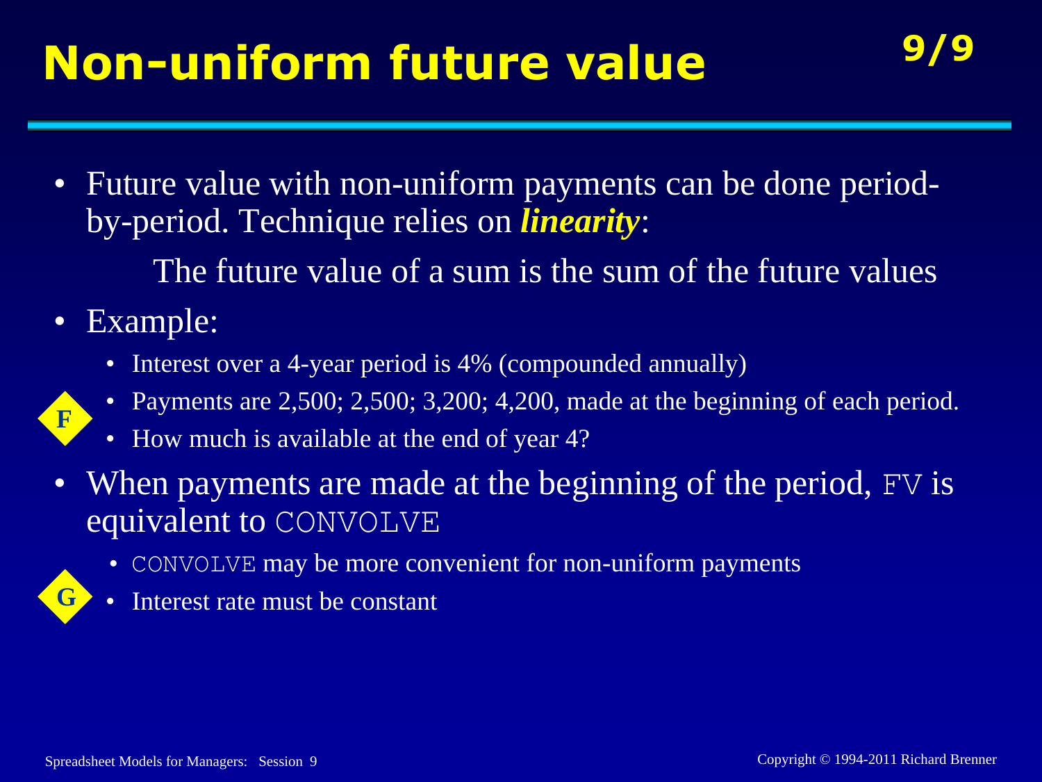# Non-uniform future value

- Future value with non-uniform payments can be done period-by-period. Technique relies on ***linearity***:

  The future value of a sum is the sum of the future values

- Example:
  - Interest over a 4-year period is 4% (compounded annually)
  - Payments are 2,500; 2,500; 3,200; 4,200, made at the beginning of each period.
  - How much is available at the end of year 4?

**F**

- When payments are made at the beginning of the period, `FV` is equivalent to `CONVOLVE`
  - `CONVOLVE` may be more convenient for non-uniform payments
  - Interest rate must be constant

**G**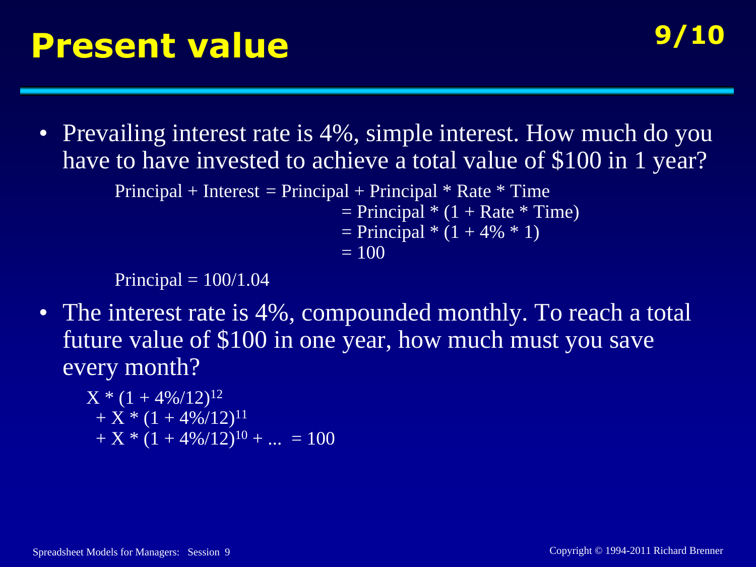# Present value

- Prevailing interest rate is 4%, simple interest. How much do you have to have invested to achieve a total value of $100 in 1 year?

$$
\begin{aligned}
\text{Principal} + \text{Interest} &= \text{Principal} + \text{Principal} * \text{Rate} * \text{Time} \\
&= \text{Principal} * (1 + \text{Rate} * \text{Time}) \\
&= \text{Principal} * (1 + 4\% * 1) \\
&= 100
\end{aligned}
$$

$$\text{Principal} = 100/1.04$$

- The interest rate is 4%, compounded monthly. To reach a total future value of $100 in one year, how much must you save every month?

$$
\begin{aligned}
&X * (1 + 4\%/12)^{12} \\
&\quad + X * (1 + 4\%/12)^{11} \\
&\quad + X * (1 + 4\%/12)^{10} + \ldots = 100
\end{aligned}
$$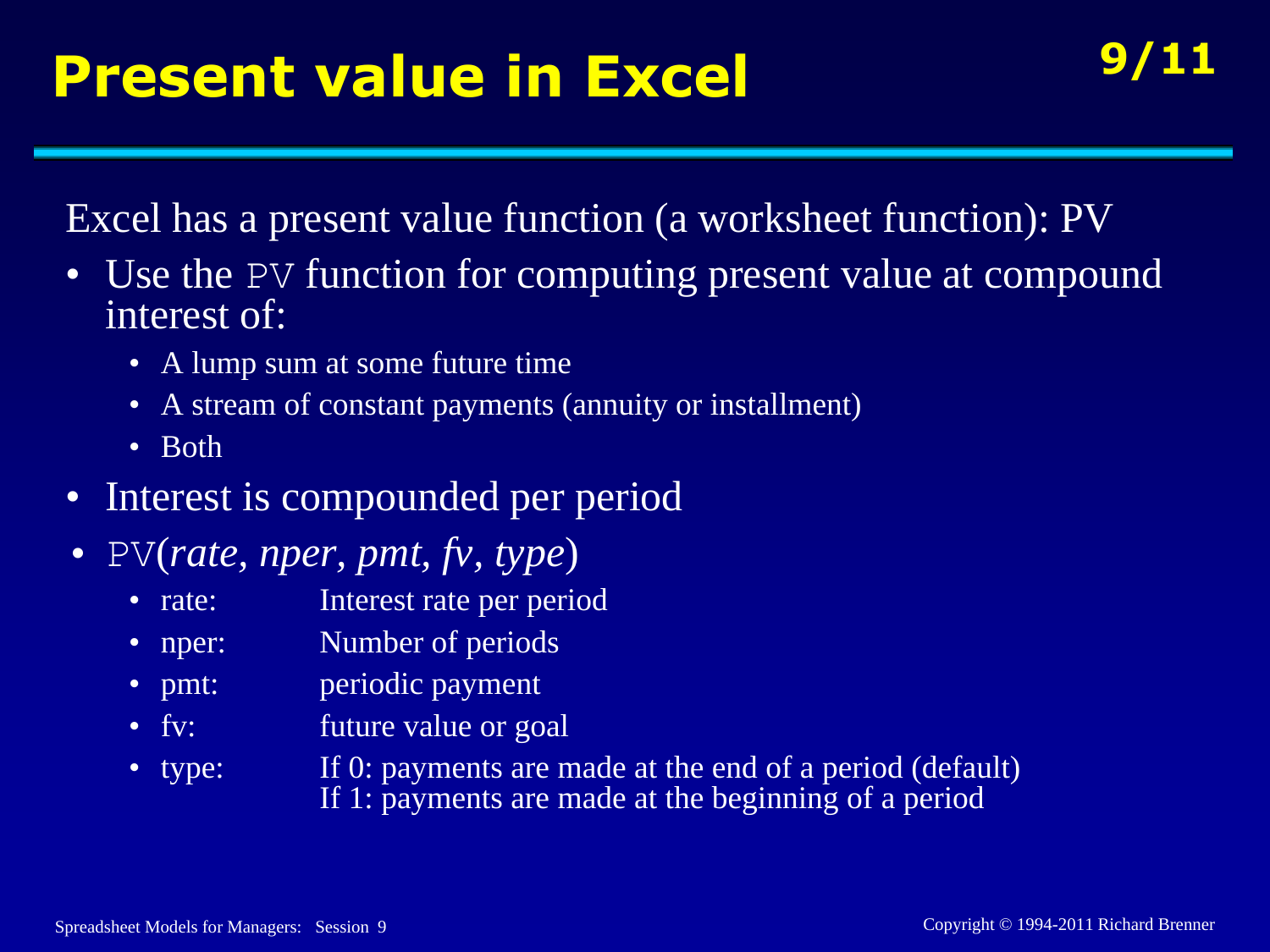# Present value in Excel

Excel has a present value function (a worksheet function): PV

- Use the `PV` function for computing present value at compound interest of:
  - A lump sum at some future time
  - A stream of constant payments (annuity or installment)
  - Both
- Interest is compounded per period
- `PV`(*rate, nper, pmt, fv, type*)
  - rate: Interest rate per period
  - nper: Number of periods
  - pmt: periodic payment
  - fv: future value or goal
  - type: If 0: payments are made at the end of a period (default)
    If 1: payments are made at the beginning of a period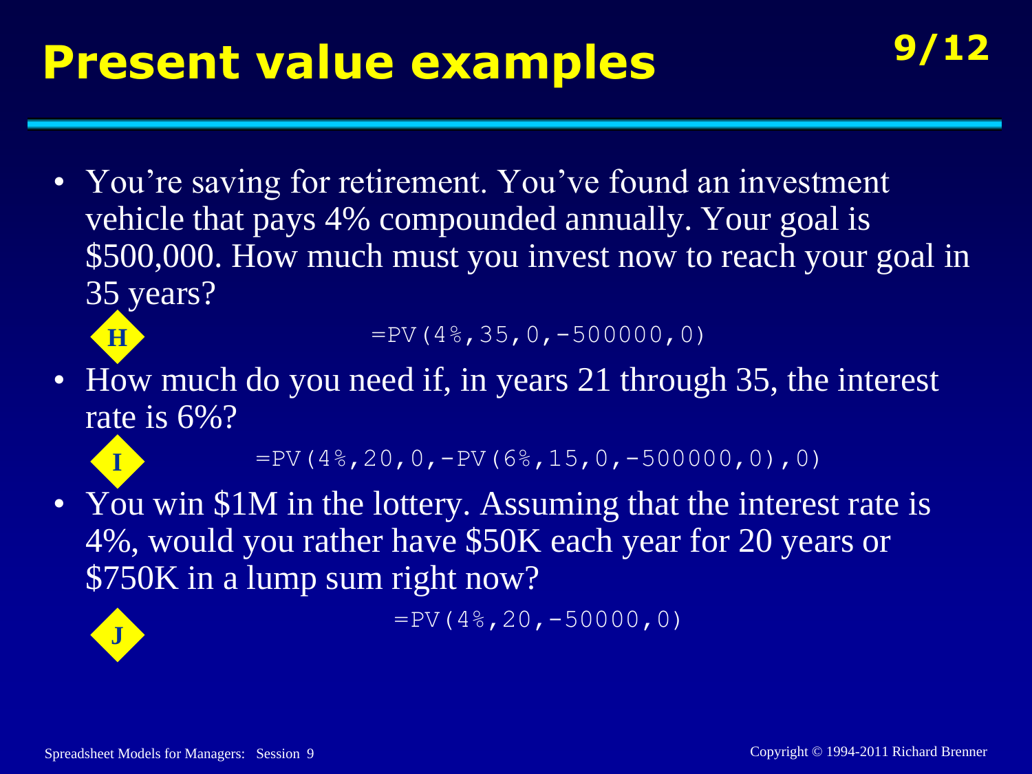# Present value examples

- You're saving for retirement. You've found an investment vehicle that pays 4% compounded annually. Your goal is $500,000. How much must you invest now to reach your goal in 35 years?

**H**

```
=PV(4%,35,0,-500000,0)
```

- How much do you need if, in years 21 through 35, the interest rate is 6%?

**I**

```
=PV(4%,20,0,-PV(6%,15,0,-500000,0),0)
```

- You win $1M in the lottery. Assuming that the interest rate is 4%, would you rather have $50K each year for 20 years or $750K in a lump sum right now?

**J**

```
=PV(4%,20,-50000,0)
```

Spreadsheet Models for Managers: Session 9

Copyright © 1994-2011 Richard Brenner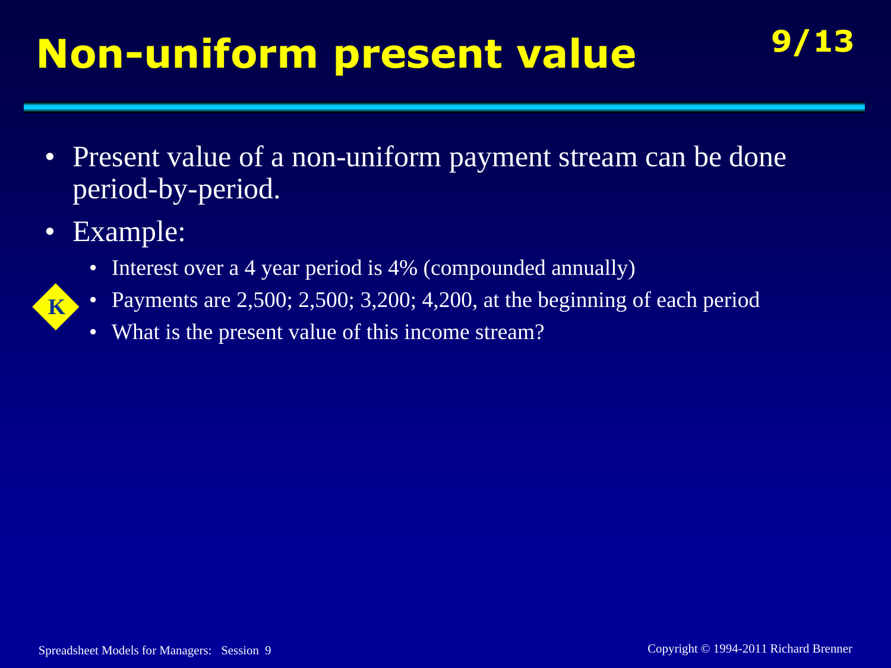# Non-uniform present value

- Present value of a non-uniform payment stream can be done period-by-period.
- Example:
  - Interest over a 4 year period is 4% (compounded annually)
  - Payments are 2,500; 2,500; 3,200; 4,200, at the beginning of each period
  - What is the present value of this income stream?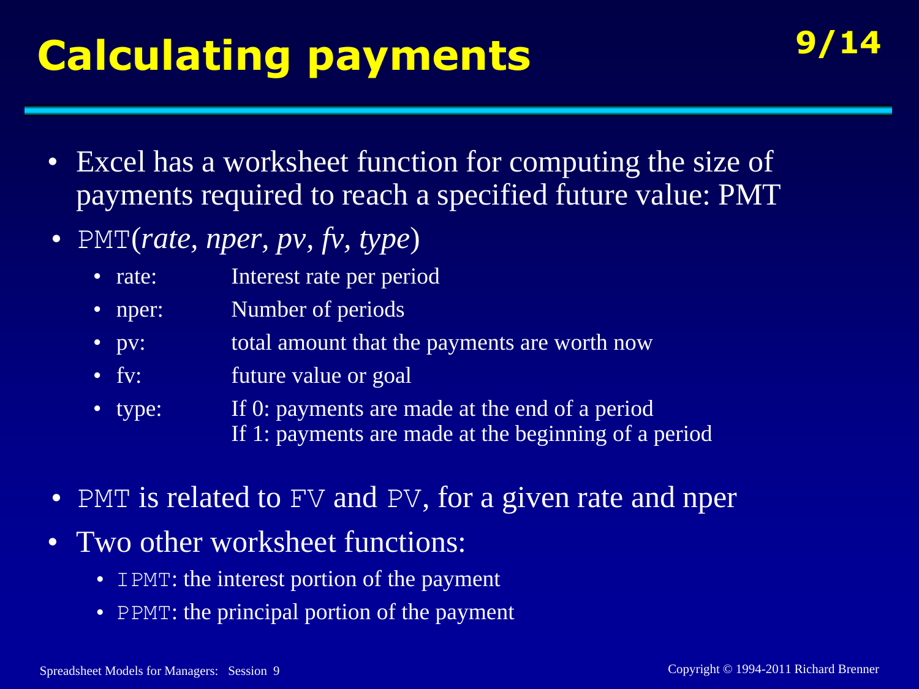# Calculating payments

- Excel has a worksheet function for computing the size of payments required to reach a specified future value: PMT
- `PMT`(*rate*, *nper*, *pv*, *fv*, *type*)
  - rate: Interest rate per period
  - nper: Number of periods
  - pv: total amount that the payments are worth now
  - fv: future value or goal
  - type: If 0: payments are made at the end of a period
    If 1: payments are made at the beginning of a period
- `PMT` is related to `FV` and `PV`, for a given rate and nper
- Two other worksheet functions:
  - `IPMT`: the interest portion of the payment
  - `PPMT`: the principal portion of the payment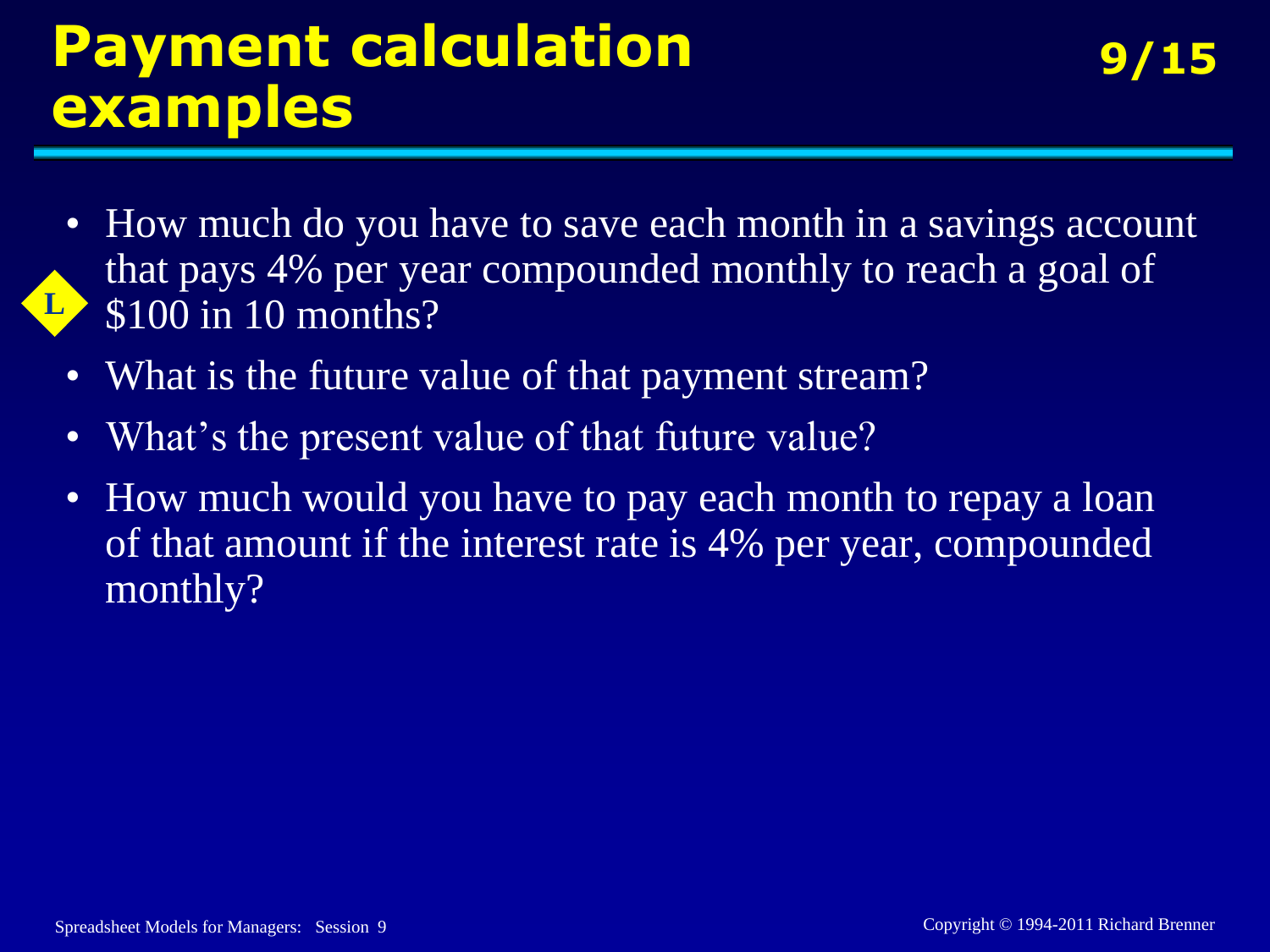# Payment calculation examples

- How much do you have to save each month in a savings account that pays 4% per year compounded monthly to reach a goal of $100 in 10 months?
- What is the future value of that payment stream?
- What's the present value of that future value?
- How much would you have to pay each month to repay a loan of that amount if the interest rate is 4% per year, compounded monthly?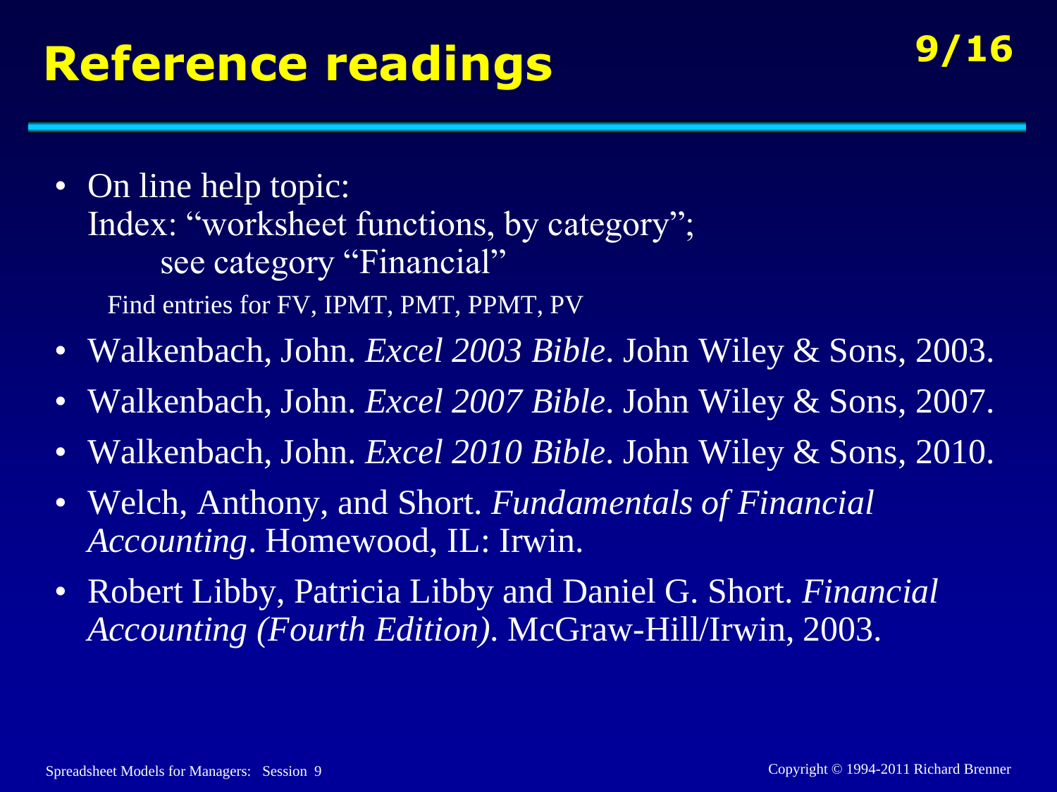# Reference readings

- On line help topic:
  Index: "worksheet functions, by category";
      see category "Financial"
    Find entries for FV, IPMT, PMT, PPMT, PV
- Walkenbach, John. *Excel 2003 Bible*. John Wiley & Sons, 2003.
- Walkenbach, John. *Excel 2007 Bible*. John Wiley & Sons, 2007.
- Walkenbach, John. *Excel 2010 Bible*. John Wiley & Sons, 2010.
- Welch, Anthony, and Short. *Fundamentals of Financial Accounting*. Homewood, IL: Irwin.
- Robert Libby, Patricia Libby and Daniel G. Short. *Financial Accounting (Fourth Edition)*. McGraw-Hill/Irwin, 2003.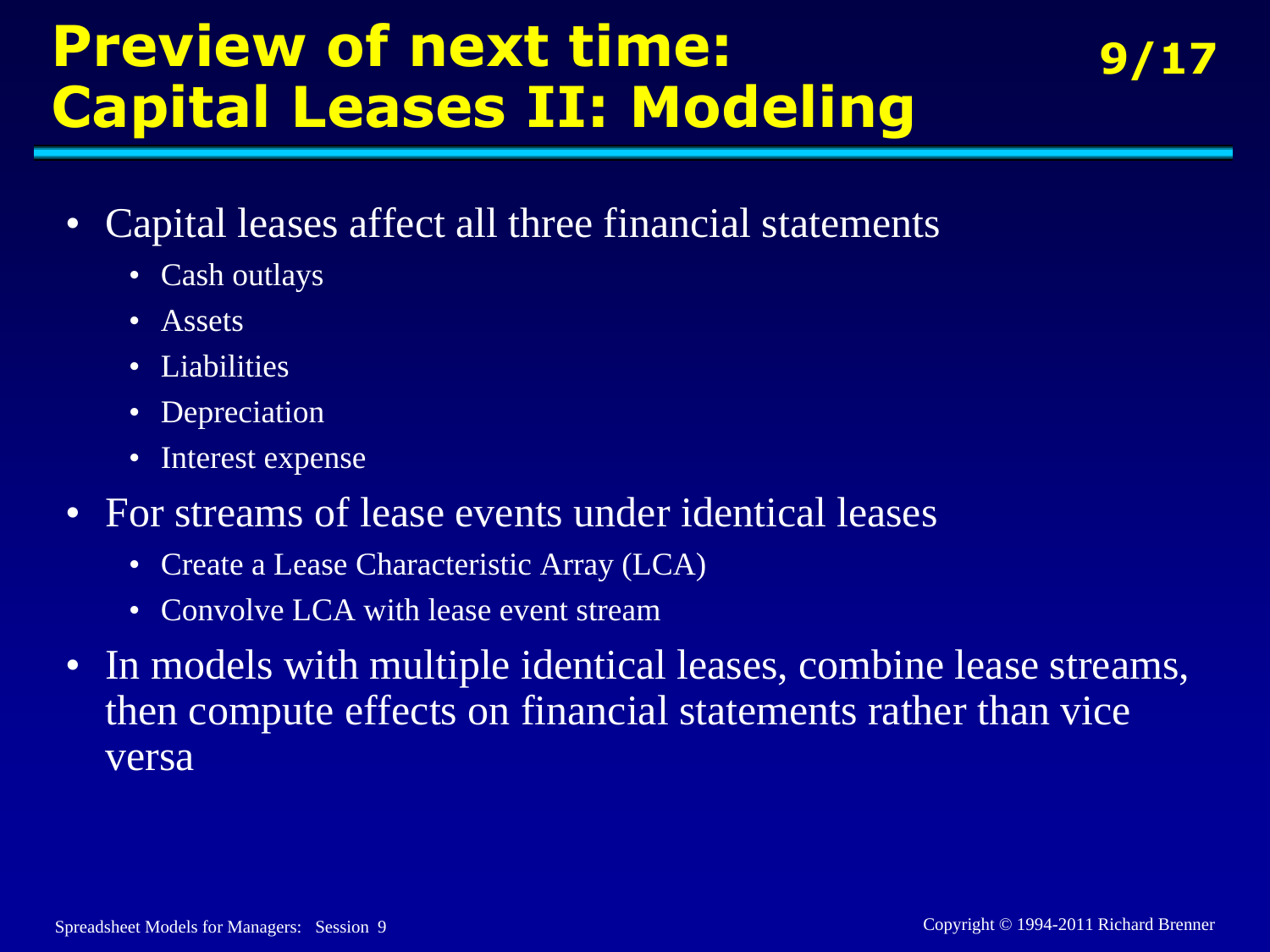# Preview of next time: Capital Leases II: Modeling

- Capital leases affect all three financial statements
  - Cash outlays
  - Assets
  - Liabilities
  - Depreciation
  - Interest expense
- For streams of lease events under identical leases
  - Create a Lease Characteristic Array (LCA)
  - Convolve LCA with lease event stream
- In models with multiple identical leases, combine lease streams, then compute effects on financial statements rather than vice versa